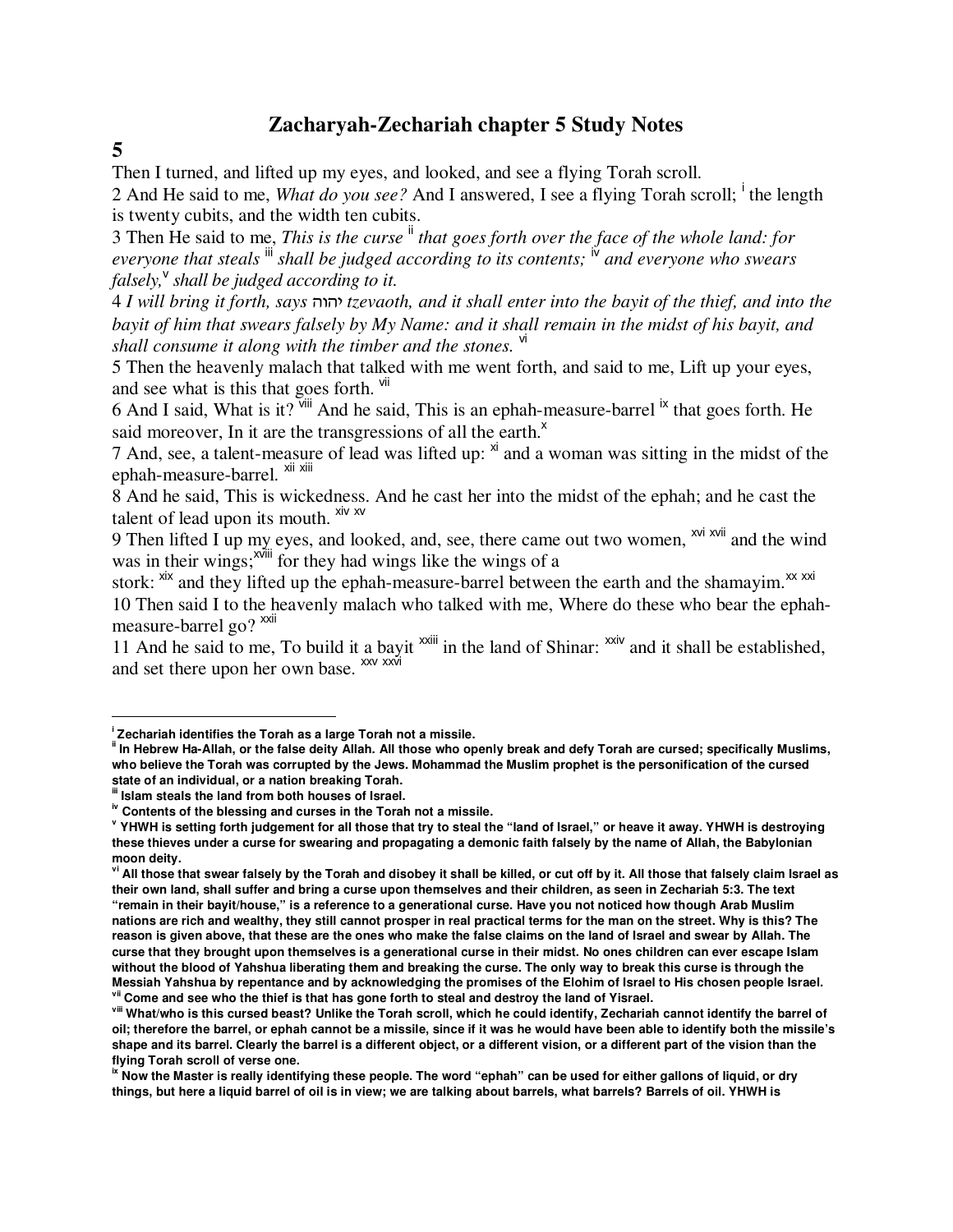# Zacharyah-Zechariah chapter 5 Study Notes

**5**

Then I turned, and lifted up my eyes, and looked, and see a flying Torah scroll.

2 And He said to me, *What do you see?* And I answered, I see a flying Torah scroll; [i] the length is twenty cubits, and the width ten cubits.

3 Then He said to me, *This is the curse* [ii] *that goes forth over the face of the whole land: for everyone that steals* [iii] *shall be judged according to its contents;* [iv] *and everyone who swears falsely,*[v] *shall be judged according to it.*

4 *I will bring it forth, says* יהוה *tzevaoth, and it shall enter into the bayit of the thief, and into the bayit of him that swears falsely by My Name: and it shall remain in the midst of his bayit, and shall consume it along with the timber and the stones.* [vi]

5 Then the heavenly malach that talked with me went forth, and said to me, Lift up your eyes, and see what is this that goes forth. [vii]

6 And I said, What is it? [viii] And he said, This is an ephah-measure-barrel [ix] that goes forth. He said moreover, In it are the transgressions of all the earth.[x]

7 And, see, a talent-measure of lead was lifted up: [xi] and a woman was sitting in the midst of the ephah-measure-barrel. [xii] [xiii]

8 And he said, This is wickedness. And he cast her into the midst of the ephah; and he cast the talent of lead upon its mouth. [xiv] [xv]

9 Then lifted I up my eyes, and looked, and, see, there came out two women, [xvi] [xvii] and the wind was in their wings;[xviii] for they had wings like the wings of a stork: [xix] and they lifted up the ephah-measure-barrel between the earth and the shamayim.[xx] [xxi]

10 Then said I to the heavenly malach who talked with me, Where do these who bear the ephah-measure-barrel go? [xxii]

11 And he said to me, To build it a bayit [xxiii] in the land of Shinar: [xxiv] and it shall be established, and set there upon her own base. [xxv] [xxvi]

---

**[i] Zechariah identifies the Torah as a large Torah not a missile.**

**[ii] In Hebrew Ha-Allah, or the false deity Allah. All those who openly break and defy Torah are cursed; specifically Muslims, who believe the Torah was corrupted by the Jews. Mohammad the Muslim prophet is the personification of the cursed state of an individual, or a nation breaking Torah.**

**[iii] Islam steals the land from both houses of Israel.**

**[iv] Contents of the blessing and curses in the Torah not a missile.**

**[v] YHWH is setting forth judgement for all those that try to steal the "land of Israel," or heave it away. YHWH is destroying these thieves under a curse for swearing and propagating a demonic faith falsely by the name of Allah, the Babylonian moon deity.**

**[vi] All those that swear falsely by the Torah and disobey it shall be killed, or cut off by it. All those that falsely claim Israel as their own land, shall suffer and bring a curse upon themselves and their children, as seen in Zechariah 5:3. The text "remain in their bayit/house," is a reference to a generational curse. Have you not noticed how though Arab Muslim nations are rich and wealthy, they still cannot prosper in real practical terms for the man on the street. Why is this? The reason is given above, that these are the ones who make the false claims on the land of Israel and swear by Allah. The curse that they brought upon themselves is a generational curse in their midst. No ones children can ever escape Islam without the blood of Yahshua liberating them and breaking the curse. The only way to break this curse is through the Messiah Yahshua by repentance and by acknowledging the promises of the Elohim of Israel to His chosen people Israel.**

**[vii] Come and see who the thief is that has gone forth to steal and destroy the land of Yisrael.**

**[viii] What/who is this cursed beast? Unlike the Torah scroll, which he could identify, Zechariah cannot identify the barrel of oil; therefore the barrel, or ephah cannot be a missile, since if it was he would have been able to identify both the missile's shape and its barrel. Clearly the barrel is a different object, or a different vision, or a different part of the vision than the flying Torah scroll of verse one.**

**[ix] Now the Master is really identifying these people. The word "ephah" can be used for either gallons of liquid, or dry things, but here a liquid barrel of oil is in view; we are talking about barrels, what barrels? Barrels of oil. YHWH is**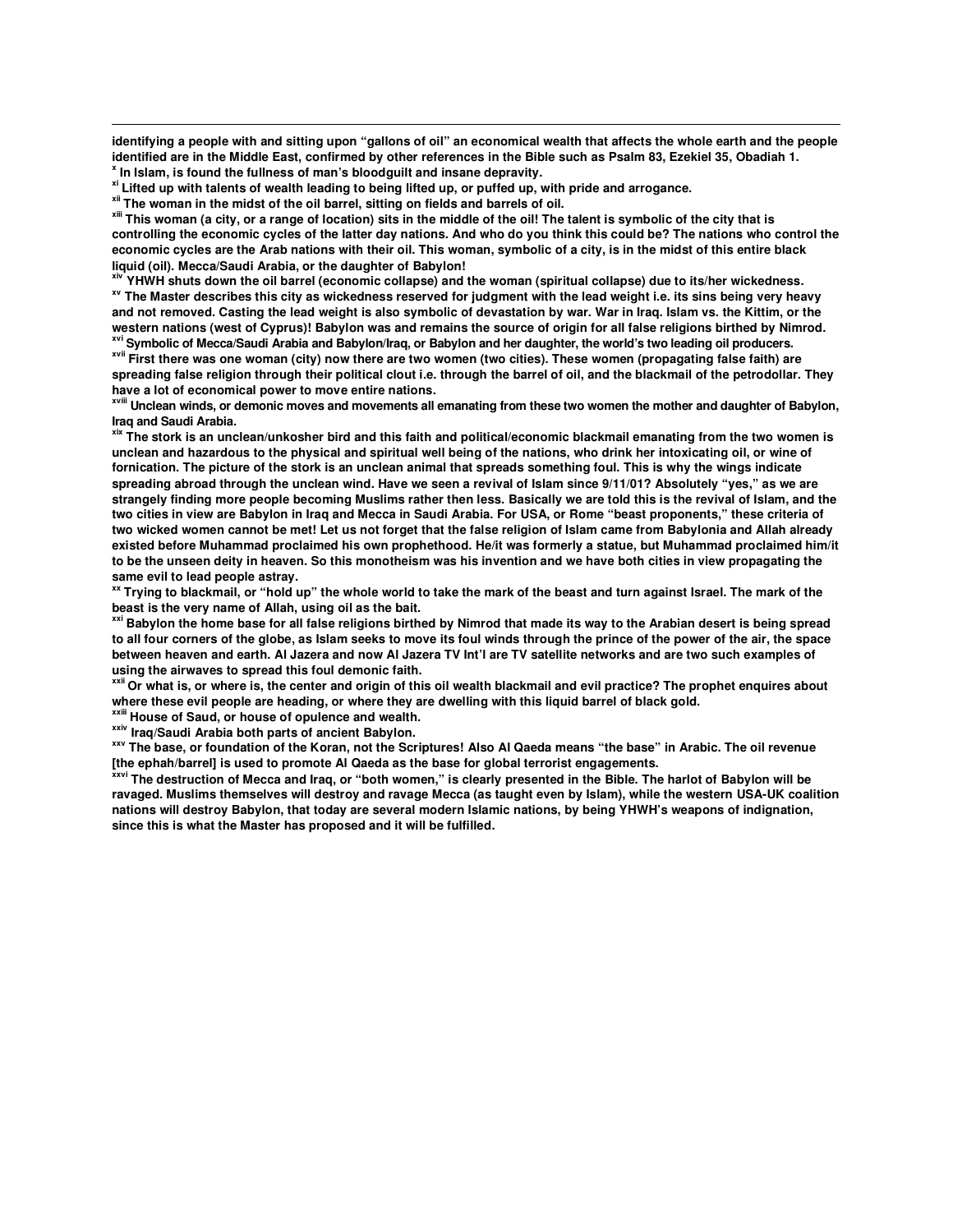identifying a people with and sitting upon "gallons of oil" an economical wealth that affects the whole earth and the people identified are in the Middle East, confirmed by other references in the Bible such as Psalm 83, Ezekiel 35, Obadiah 1.

[x] In Islam, is found the fullness of man's bloodguilt and insane depravity.

[xi] Lifted up with talents of wealth leading to being lifted up, or puffed up, with pride and arrogance.

[xii] The woman in the midst of the oil barrel, sitting on fields and barrels of oil.

[xiii] This woman (a city, or a range of location) sits in the middle of the oil! The talent is symbolic of the city that is controlling the economic cycles of the latter day nations. And who do you think this could be? The nations who control the economic cycles are the Arab nations with their oil. This woman, symbolic of a city, is in the midst of this entire black liquid (oil). Mecca/Saudi Arabia, or the daughter of Babylon!

[xiv] YHWH shuts down the oil barrel (economic collapse) and the woman (spiritual collapse) due to its/her wickedness.

[xv] The Master describes this city as wickedness reserved for judgment with the lead weight i.e. its sins being very heavy and not removed. Casting the lead weight is also symbolic of devastation by war. War in Iraq. Islam vs. the Kittim, or the western nations (west of Cyprus)! Babylon was and remains the source of origin for all false religions birthed by Nimrod.

[xvi] Symbolic of Mecca/Saudi Arabia and Babylon/Iraq, or Babylon and her daughter, the world's two leading oil producers.

[xvii] First there was one woman (city) now there are two women (two cities). These women (propagating false faith) are spreading false religion through their political clout i.e. through the barrel of oil, and the blackmail of the petrodollar. They have a lot of economical power to move entire nations.

[xviii] Unclean winds, or demonic moves and movements all emanating from these two women the mother and daughter of Babylon, Iraq and Saudi Arabia.

[xix] The stork is an unclean/unkosher bird and this faith and political/economic blackmail emanating from the two women is unclean and hazardous to the physical and spiritual well being of the nations, who drink her intoxicating oil, or wine of fornication. The picture of the stork is an unclean animal that spreads something foul. This is why the wings indicate spreading abroad through the unclean wind. Have we seen a revival of Islam since 9/11/01? Absolutely "yes," as we are strangely finding more people becoming Muslims rather then less. Basically we are told this is the revival of Islam, and the two cities in view are Babylon in Iraq and Mecca in Saudi Arabia. For USA, or Rome "beast proponents," these criteria of two wicked women cannot be met! Let us not forget that the false religion of Islam came from Babylonia and Allah already existed before Muhammad proclaimed his own prophethood. He/it was formerly a statue, but Muhammad proclaimed him/it to be the unseen deity in heaven. So this monotheism was his invention and we have both cities in view propagating the same evil to lead people astray.

[xx] Trying to blackmail, or "hold up" the whole world to take the mark of the beast and turn against Israel. The mark of the beast is the very name of Allah, using oil as the bait.

[xxi] Babylon the home base for all false religions birthed by Nimrod that made its way to the Arabian desert is being spread to all four corners of the globe, as Islam seeks to move its foul winds through the prince of the power of the air, the space between heaven and earth. Al Jazera and now Al Jazera TV Int'l are TV satellite networks and are two such examples of using the airwaves to spread this foul demonic faith.

[xxii] Or what is, or where is, the center and origin of this oil wealth blackmail and evil practice? The prophet enquires about where these evil people are heading, or where they are dwelling with this liquid barrel of black gold.

[xxiii] House of Saud, or house of opulence and wealth.

[xxiv] Iraq/Saudi Arabia both parts of ancient Babylon.

[xxv] The base, or foundation of the Koran, not the Scriptures! Also Al Qaeda means "the base" in Arabic. The oil revenue [the ephah/barrel] is used to promote Al Qaeda as the base for global terrorist engagements.

[xxvi] The destruction of Mecca and Iraq, or "both women," is clearly presented in the Bible. The harlot of Babylon will be ravaged. Muslims themselves will destroy and ravage Mecca (as taught even by Islam), while the western USA-UK coalition nations will destroy Babylon, that today are several modern Islamic nations, by being YHWH's weapons of indignation, since this is what the Master has proposed and it will be fulfilled.